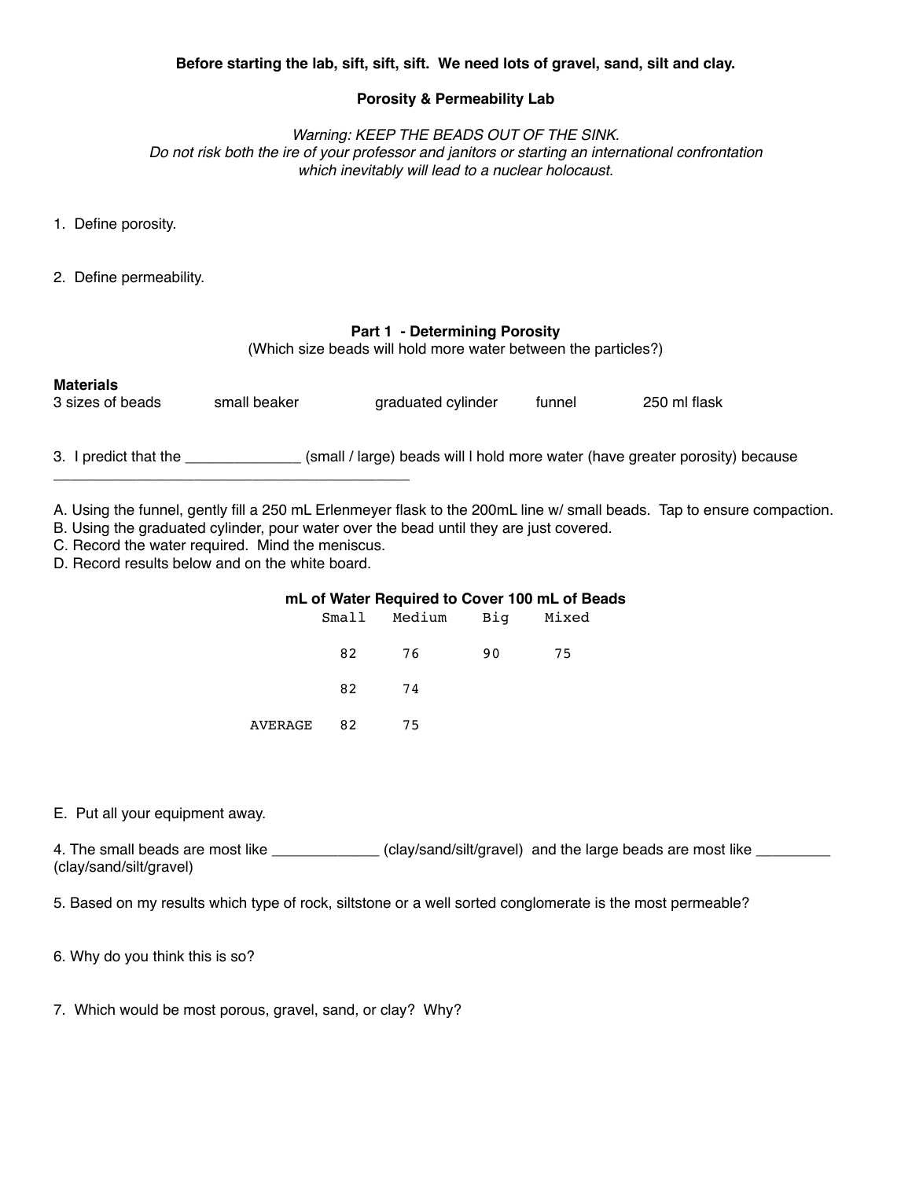**Before starting the lab, sift, sift, sift. We need lots of gravel, sand, silt and clay.**

## Porosity & Permeability Lab

*Warning: KEEP THE BEADS OUT OF THE SINK.*
*Do not risk both the ire of your professor and janitors or starting an international confrontation which inevitably will lead to a nuclear holocaust.*

1. Define porosity.

2. Define permeability.

### Part 1 - Determining Porosity

(Which size beads will hold more water between the particles?)

**Materials**

3 sizes of beads　　small beaker　　graduated cylinder　　funnel　　250 ml flask

3. I predict that the ______________ (small / large) beads will l hold more water (have greater porosity) because ____________________________________________

A. Using the funnel, gently fill a 250 mL Erlenmeyer flask to the 200mL line w/ small beads. Tap to ensure compaction.
B. Using the graduated cylinder, pour water over the bead until they are just covered.
C. Record the water required. Mind the meniscus.
D. Record results below and on the white board.

**mL of Water Required to Cover 100 mL of Beads**

| | Small | Medium | Big | Mixed |
|---|---|---|---|---|
| | 82 | 76 | 90 | 75 |
| | 82 | 74 | | |
| AVERAGE | 82 | 75 | | |

E. Put all your equipment away.

4. The small beads are most like _____________ (clay/sand/silt/gravel) and the large beads are most like _________ (clay/sand/silt/gravel)

5. Based on my results which type of rock, siltstone or a well sorted conglomerate is the most permeable?

6. Why do you think this is so?

7. Which would be most porous, gravel, sand, or clay? Why?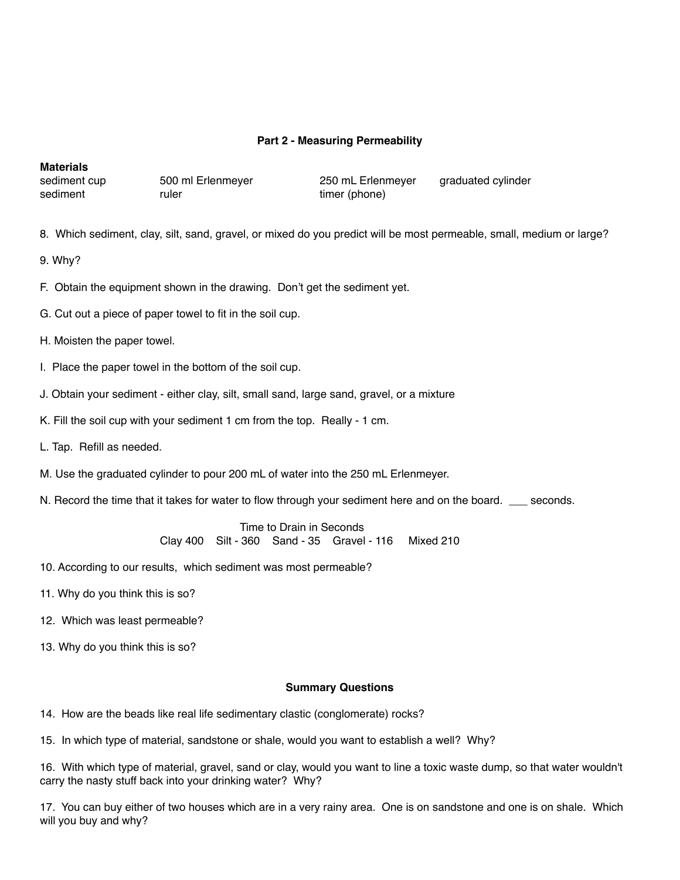## Part 2 - Measuring Permeability

**Materials**

| | | | |
|---|---|---|---|
| sediment cup | 500 ml Erlenmeyer | 250 mL Erlenmeyer | graduated cylinder |
| sediment | ruler | timer (phone) | |

8. Which sediment, clay, silt, sand, gravel, or mixed do you predict will be most permeable, small, medium or large?

9. Why?

F. Obtain the equipment shown in the drawing. Don't get the sediment yet.

G. Cut out a piece of paper towel to fit in the soil cup.

H. Moisten the paper towel.

I. Place the paper towel in the bottom of the soil cup.

J. Obtain your sediment - either clay, silt, small sand, large sand, gravel, or a mixture

K. Fill the soil cup with your sediment 1 cm from the top. Really - 1 cm.

L. Tap. Refill as needed.

M. Use the graduated cylinder to pour 200 mL of water into the 250 mL Erlenmeyer.

N. Record the time that it takes for water to flow through your sediment here and on the board. ___ seconds.

Time to Drain in Seconds
Clay 400  Silt - 360  Sand - 35  Gravel - 116  Mixed 210

10. According to our results, which sediment was most permeable?

11. Why do you think this is so?

12. Which was least permeable?

13. Why do you think this is so?

## Summary Questions

14. How are the beads like real life sedimentary clastic (conglomerate) rocks?

15. In which type of material, sandstone or shale, would you want to establish a well? Why?

16. With which type of material, gravel, sand or clay, would you want to line a toxic waste dump, so that water wouldn't carry the nasty stuff back into your drinking water? Why?

17. You can buy either of two houses which are in a very rainy area. One is on sandstone and one is on shale. Which will you buy and why?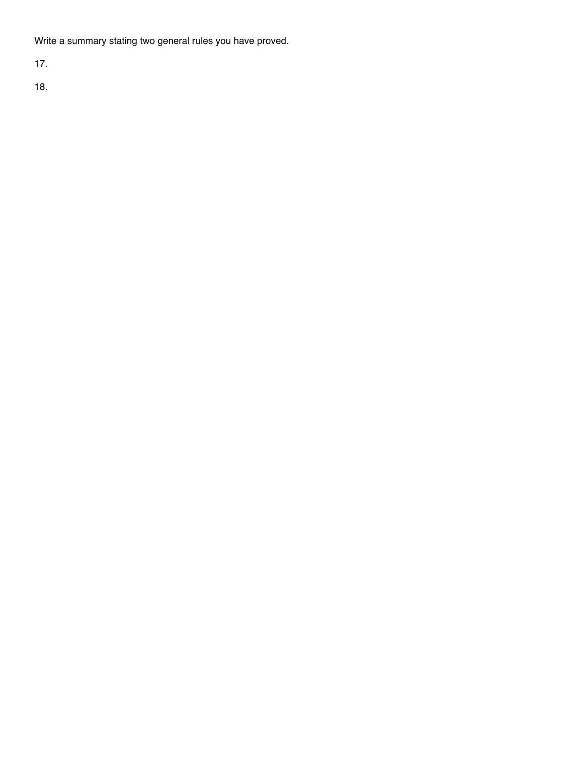Write a summary stating two general rules you have proved.

17.

18.